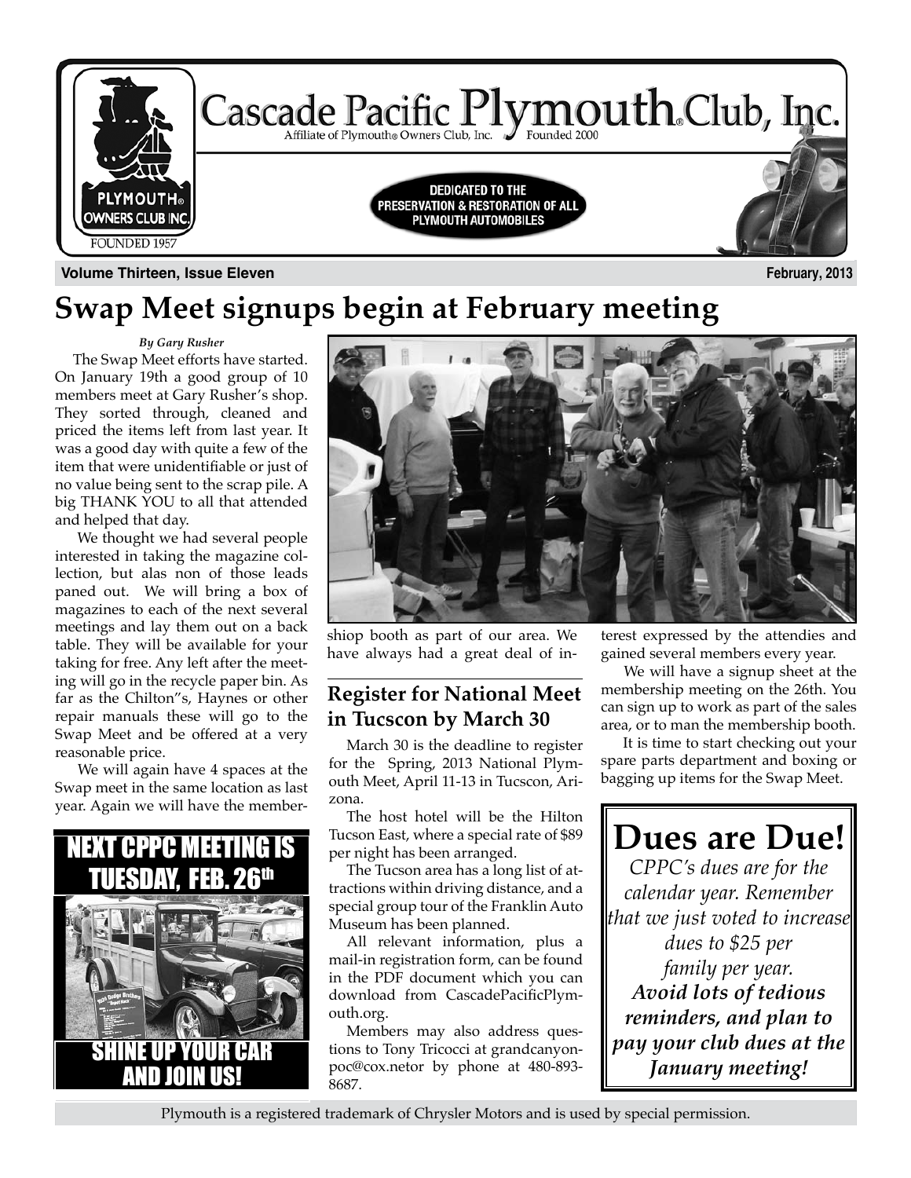# Cascade Pacific Plymouth® Club, Inc.

Affiliate of Plymouth® Owners Club, Inc. Founded 2000

PLYMOUTH® OWNERS CLUB INC. FOUNDED 1957

DEDICATED TO THE PRESERVATION & RESTORATION OF ALL PLYMOUTH AUTOMOBILES

**Volume Thirteen, Issue Eleven** **February, 2013**

# Swap Meet signups begin at February meeting

*By Gary Rusher*

The Swap Meet efforts have started. On January 19th a good group of 10 members meet at Gary Rusher's shop. They sorted through, cleaned and priced the items left from last year. It was a good day with quite a few of the item that were unidentifiable or just of no value being sent to the scrap pile. A big THANK YOU to all that attended and helped that day.

We thought we had several people interested in taking the magazine collection, but alas non of those leads paned out. We will bring a box of magazines to each of the next several meetings and lay them out on a back table. They will be available for your taking for free. Any left after the meeting will go in the recycle paper bin. As far as the Chilton"s, Haynes or other repair manuals these will go to the Swap Meet and be offered at a very reasonable price.

We will again have 4 spaces at the Swap meet in the same location as last year. Again we will have the membershiop booth as part of our area. We have always had a great deal of interest expressed by the attendies and gained several members every year.

We will have a signup sheet at the membership meeting on the 26th. You can sign up to work as part of the sales area, or to man the membership booth.

It is time to start checking out your spare parts department and boxing or bagging up items for the Swap Meet.

**NEXT CPPC MEETING IS TUESDAY, FEB. 26th**

**SHINE UP YOUR CAR AND JOIN US!**

## Register for National Meet in Tucscon by March 30

March 30 is the deadline to register for the Spring, 2013 National Plymouth Meet, April 11-13 in Tucscon, Arizona.

The host hotel will be the Hilton Tucson East, where a special rate of $89 per night has been arranged.

The Tucson area has a long list of attractions within driving distance, and a special group tour of the Franklin Auto Museum has been planned.

All relevant information, plus a mail-in registration form, can be found in the PDF document which you can download from CascadePacificPlymouth.org.

Members may also address questions to Tony Tricocci at grandcanyonpoc@cox.netor by phone at 480-893-8687.

## Dues are Due!

*CPPC's dues are for the calendar year. Remember that we just voted to increase dues to $25 per family per year.*

***Avoid lots of tedious reminders, and plan to pay your club dues at the January meeting!***

Plymouth is a registered trademark of Chrysler Motors and is used by special permission.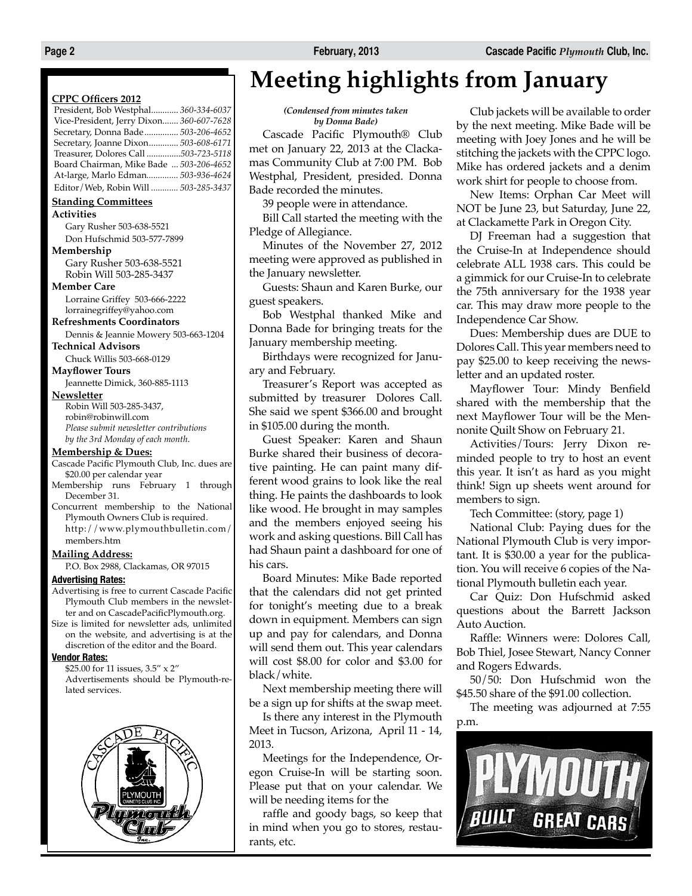# Meeting highlights from January

*(Condensed from minutes taken by Donna Bade)*

Cascade Pacific Plymouth® Club met on January 22, 2013 at the Clackamas Community Club at 7:00 PM. Bob Westphal, President, presided. Donna Bade recorded the minutes.

39 people were in attendance.

Bill Call started the meeting with the Pledge of Allegiance.

Minutes of the November 27, 2012 meeting were approved as published in the January newsletter.

Guests: Shaun and Karen Burke, our guest speakers.

Bob Westphal thanked Mike and Donna Bade for bringing treats for the January membership meeting.

Birthdays were recognized for January and February.

Treasurer's Report was accepted as submitted by treasurer Dolores Call. She said we spent $366.00 and brought in $105.00 during the month.

Guest Speaker: Karen and Shaun Burke shared their business of decorative painting. He can paint many different wood grains to look like the real thing. He paints the dashboards to look like wood. He brought in may samples and the members enjoyed seeing his work and asking questions. Bill Call has had Shaun paint a dashboard for one of his cars.

Board Minutes: Mike Bade reported that the calendars did not get printed for tonight's meeting due to a break down in equipment. Members can sign up and pay for calendars, and Donna will send them out. This year calendars will cost $8.00 for color and $3.00 for black/white.

Next membership meeting there will be a sign up for shifts at the swap meet.

Is there any interest in the Plymouth Meet in Tucson, Arizona, April 11 - 14, 2013.

Meetings for the Independence, Oregon Cruise-In will be starting soon. Please put that on your calendar. We will be needing items for the raffle and goody bags, so keep that in mind when you go to stores, restaurants, etc.

Club jackets will be available to order by the next meeting. Mike Bade will be meeting with Joey Jones and he will be stitching the jackets with the CPPC logo. Mike has ordered jackets and a denim work shirt for people to choose from.

New Items: Orphan Car Meet will NOT be June 23, but Saturday, June 22, at Clackamette Park in Oregon City.

DJ Freeman had a suggestion that the Cruise-In at Independence should celebrate ALL 1938 cars. This could be a gimmick for our Cruise-In to celebrate the 75th anniversary for the 1938 year car. This may draw more people to the Independence Car Show.

Dues: Membership dues are DUE to Dolores Call. This year members need to pay $25.00 to keep receiving the newsletter and an updated roster.

Mayflower Tour: Mindy Benfield shared with the membership that the next Mayflower Tour will be the Mennonite Quilt Show on February 21.

Activities/Tours: Jerry Dixon reminded people to try to host an event this year. It isn't as hard as you might think! Sign up sheets went around for members to sign.

Tech Committee: (story, page 1)

National Club: Paying dues for the National Plymouth Club is very important. It is $30.00 a year for the publication. You will receive 6 copies of the National Plymouth bulletin each year.

Car Quiz: Don Hufschmid asked questions about the Barrett Jackson Auto Auction.

Raffle: Winners were: Dolores Call, Bob Thiel, Josee Stewart, Nancy Conner and Rogers Edwards.

50/50: Don Hufschmid won the $45.50 share of the $91.00 collection.

The meeting was adjourned at 7:55 p.m.

---

**CPPC Officers 2012**

- President, Bob Westphal............ *360-334-6037*
- Vice-President, Jerry Dixon....... *360-607-7628*
- Secretary, Donna Bade.............. *503-206-4652*
- Secretary, Joanne Dixon............. *503-608-6171*
- Treasurer, Dolores Call ...............*503-723-5118*
- Board Chairman, Mike Bade ... *503-206-4652*
- At-large, Marlo Edman............. *503-936-4624*
- Editor/Web, Robin Will ............ *503-285-3437*

**Standing Committees**

**Activities**
Gary Rusher 503-638-5521
Don Hufschmid 503-577-7899

**Membership**
Gary Rusher 503-638-5521
Robin Will 503-285-3437

**Member Care**
Lorraine Griffey 503-666-2222
lorrainegriffey@yahoo.com

**Refreshments Coordinators**
Dennis & Jeannie Mowery 503-663-1204

**Technical Advisors**
Chuck Willis 503-668-0129

**Mayflower Tours**
Jeannette Dimick, 360-885-1113

**Newsletter**
Robin Will 503-285-3437,
robin@robinwill.com
*Please submit newsletter contributions by the 3rd Monday of each month.*

**Membership & Dues:**

Cascade Pacific Plymouth Club, Inc. dues are $20.00 per calendar year

Membership runs February 1 through December 31.

Concurrent membership to the National Plymouth Owners Club is required. http://www.plymouthbulletin.com/members.htm

**Mailing Address:**

P.O. Box 2988, Clackamas, OR 97015

**Advertising Rates:**

Advertising is free to current Cascade Pacific Plymouth Club members in the newsletter and on CascadePacificPlymouth.org.

Size is limited for newsletter ads, unlimited on the website, and advertising is at the discretion of the editor and the Board.

**Vendor Rates:**

$25.00 for 11 issues, 3.5" x 2"

Advertisements should be Plymouth-related services.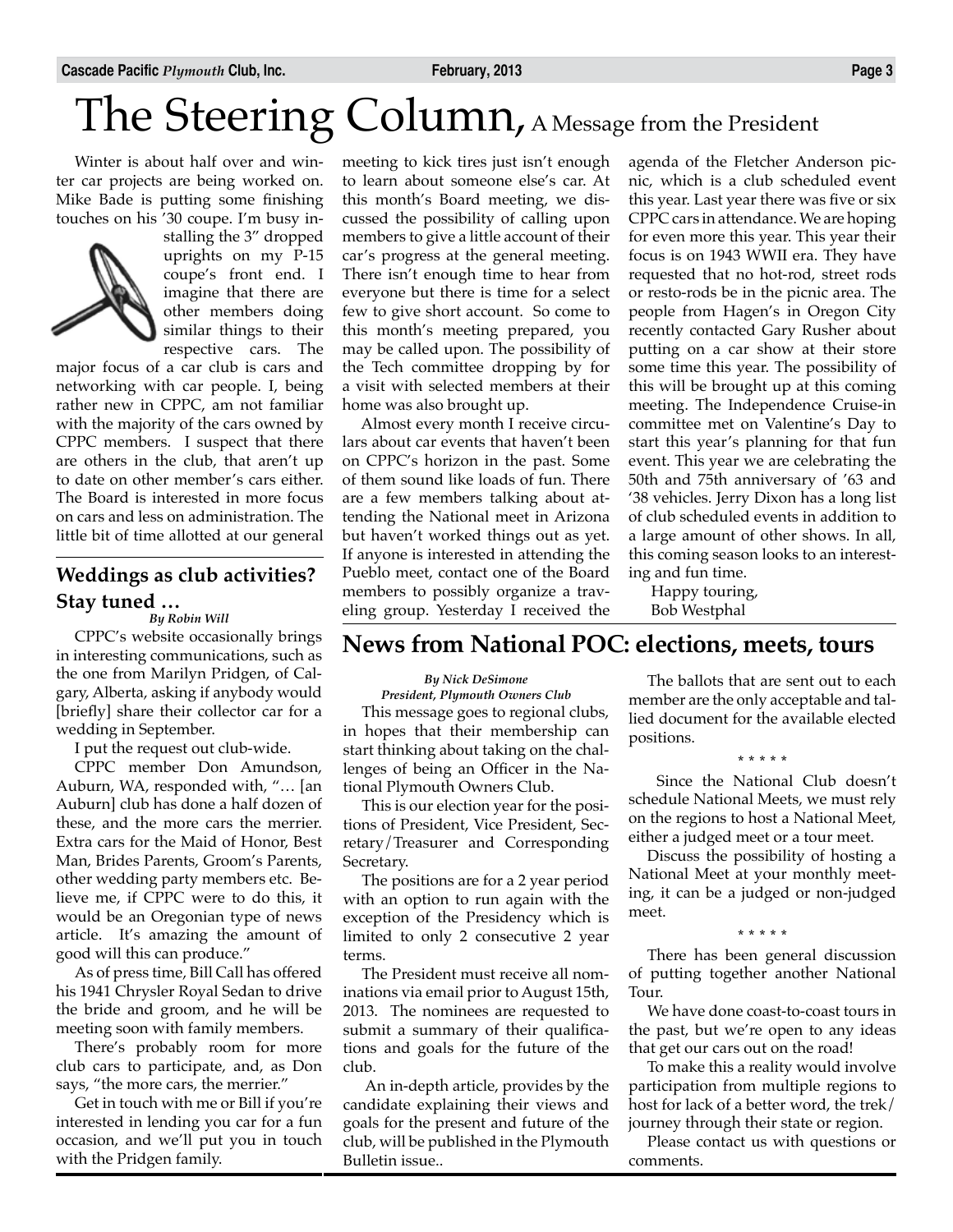# The Steering Column, A Message from the President

Winter is about half over and winter car projects are being worked on. Mike Bade is putting some finishing touches on his '30 coupe. I'm busy installing the 3" dropped uprights on my P-15 coupe's front end. I imagine that there are other members doing similar things to their respective cars. The major focus of a car club is cars and networking with car people. I, being rather new in CPPC, am not familiar with the majority of the cars owned by CPPC members. I suspect that there are others in the club, that aren't up to date on other member's cars either. The Board is interested in more focus on cars and less on administration. The little bit of time allotted at our general meeting to kick tires just isn't enough to learn about someone else's car. At this month's Board meeting, we discussed the possibility of calling upon members to give a little account of their car's progress at the general meeting. There isn't enough time to hear from everyone but there is time for a select few to give short account. So come to this month's meeting prepared, you may be called upon. The possibility of the Tech committee dropping by for a visit with selected members at their home was also brought up.

Almost every month I receive circulars about car events that haven't been on CPPC's horizon in the past. Some of them sound like loads of fun. There are a few members talking about attending the National meet in Arizona but haven't worked things out as yet. If anyone is interested in attending the Pueblo meet, contact one of the Board members to possibly organize a traveling group. Yesterday I received the agenda of the Fletcher Anderson picnic, which is a club scheduled event this year. Last year there was five or six CPPC cars in attendance. We are hoping for even more this year. This year their focus is on 1943 WWII era. They have requested that no hot-rod, street rods or resto-rods be in the picnic area. The people from Hagen's in Oregon City recently contacted Gary Rusher about putting on a car show at their store some time this year. The possibility of this will be brought up at this coming meeting. The Independence Cruise-in committee met on Valentine's Day to start this year's planning for that fun event. This year we are celebrating the 50th and 75th anniversary of '63 and '38 vehicles. Jerry Dixon has a long list of club scheduled events in addition to a large amount of other shows. In all, this coming season looks to an interesting and fun time.

Happy touring,
Bob Westphal

## Weddings as club activities? Stay tuned …

*By Robin Will*

CPPC's website occasionally brings in interesting communications, such as the one from Marilyn Pridgen, of Calgary, Alberta, asking if anybody would [briefly] share their collector car for a wedding in September.

I put the request out club-wide.

CPPC member Don Amundson, Auburn, WA, responded with, "… [an Auburn] club has done a half dozen of these, and the more cars the merrier. Extra cars for the Maid of Honor, Best Man, Brides Parents, Groom's Parents, other wedding party members etc. Believe me, if CPPC were to do this, it would be an Oregonian type of news article. It's amazing the amount of good will this can produce."

As of press time, Bill Call has offered his 1941 Chrysler Royal Sedan to drive the bride and groom, and he will be meeting soon with family members.

There's probably room for more club cars to participate, and, as Don says, "the more cars, the merrier."

Get in touch with me or Bill if you're interested in lending you car for a fun occasion, and we'll put you in touch with the Pridgen family.

## News from National POC: elections, meets, tours

*By Nick DeSimone*
*President, Plymouth Owners Club*

This message goes to regional clubs, in hopes that their membership can start thinking about taking on the challenges of being an Officer in the National Plymouth Owners Club.

This is our election year for the positions of President, Vice President, Secretary/Treasurer and Corresponding Secretary.

The positions are for a 2 year period with an option to run again with the exception of the Presidency which is limited to only 2 consecutive 2 year terms.

The President must receive all nominations via email prior to August 15th, 2013. The nominees are requested to submit a summary of their qualifications and goals for the future of the club.

An in-depth article, provides by the candidate explaining their views and goals for the present and future of the club, will be published in the Plymouth Bulletin issue..

The ballots that are sent out to each member are the only acceptable and tallied document for the available elected positions.

\* \* \* \* \*

Since the National Club doesn't schedule National Meets, we must rely on the regions to host a National Meet, either a judged meet or a tour meet.

Discuss the possibility of hosting a National Meet at your monthly meeting, it can be a judged or non-judged meet.

\* \* \* \* \*

There has been general discussion of putting together another National Tour.

We have done coast-to-coast tours in the past, but we're open to any ideas that get our cars out on the road!

To make this a reality would involve participation from multiple regions to host for lack of a better word, the trek/journey through their state or region.

Please contact us with questions or comments.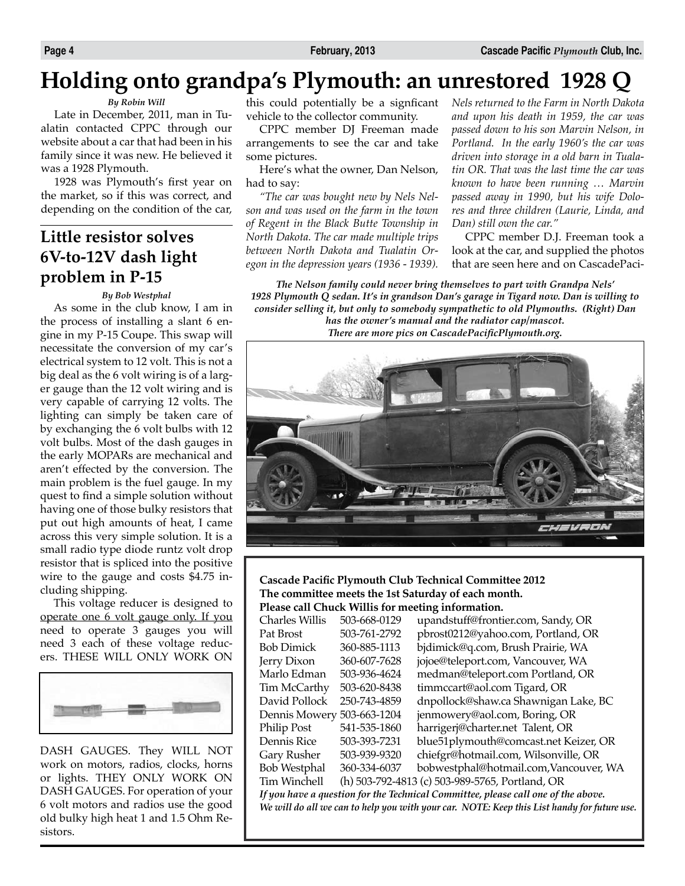# Holding onto grandpa's Plymouth: an unrestored 1928 Q

*By Robin Will*

Late in December, 2011, man in Tualatin contacted CPPC through our website about a car that had been in his family since it was new. He believed it was a 1928 Plymouth.

1928 was Plymouth's first year on the market, so if this was correct, and depending on the condition of the car, this could potentially be a signficant vehicle to the collector community.

CPPC member DJ Freeman made arrangements to see the car and take some pictures.

Here's what the owner, Dan Nelson, had to say:

*"The car was bought new by Nels Nelson and was used on the farm in the town of Regent in the Black Butte Township in North Dakota. The car made multiple trips between North Dakota and Tualatin Oregon in the depression years (1936 - 1939). Nels returned to the Farm in North Dakota and upon his death in 1959, the car was passed down to his son Marvin Nelson, in Portland. In the early 1960's the car was driven into storage in a old barn in Tualatin OR. That was the last time the car was known to have been running … Marvin passed away in 1990, but his wife Dolores and three children (Laurie, Linda, and Dan) still own the car."*

CPPC member D.J. Freeman took a look at the car, and supplied the photos that are seen here and on CascadePaci-

*The Nelson family could never bring themselves to part with Grandpa Nels' 1928 Plymouth Q sedan. It's in grandson Dan's garage in Tigard now. Dan is willing to consider selling it, but only to somebody sympathetic to old Plymouths. (Right) Dan has the owner's manual and the radiator cap/mascot. There are more pics on CascadePacificPlymouth.org.*

## Little resistor solves 6V-to-12V dash light problem in P-15

*By Bob Westphal*

As some in the club know, I am in the process of installing a slant 6 engine in my P-15 Coupe. This swap will necessitate the conversion of my car's electrical system to 12 volt. This is not a big deal as the 6 volt wiring is of a larger gauge than the 12 volt wiring and is very capable of carrying 12 volts. The lighting can simply be taken care of by exchanging the 6 volt bulbs with 12 volt bulbs. Most of the dash gauges in the early MOPARs are mechanical and aren't effected by the conversion. The main problem is the fuel gauge. In my quest to find a simple solution without having one of those bulky resistors that put out high amounts of heat, I came across this very simple solution. It is a small radio type diode runtz volt drop resistor that is spliced into the positive wire to the gauge and costs $4.75 including shipping.

This voltage reducer is designed to operate one 6 volt gauge only. If you need to operate 3 gauges you will need 3 each of these voltage reducers. THESE WILL ONLY WORK ON DASH GAUGES. They WILL NOT work on motors, radios, clocks, horns or lights. THEY ONLY WORK ON DASH GAUGES. For operation of your 6 volt motors and radios use the good old bulky high heat 1 and 1.5 Ohm Resistors.

---

**Cascade Pacific Plymouth Club Technical Committee 2012**
**The committee meets the 1st Saturday of each month.**
**Please call Chuck Willis for meeting information.**

| Name | Phone | Email, Location |
|---|---|---|
| Charles Willis | 503-668-0129 | upandstuff@frontier.com, Sandy, OR |
| Pat Brost | 503-761-2792 | pbrost0212@yahoo.com, Portland, OR |
| Bob Dimick | 360-885-1113 | bjdimick@q.com, Brush Prairie, WA |
| Jerry Dixon | 360-607-7628 | jojoe@teleport.com, Vancouver, WA |
| Marlo Edman | 503-936-4624 | medman@teleport.com Portland, OR |
| Tim McCarthy | 503-620-8438 | timmccart@aol.com Tigard, OR |
| David Pollock | 250-743-4859 | dnpollock@shaw.ca Shawnigan Lake, BC |
| Dennis Mowery | 503-663-1204 | jenmowery@aol.com, Boring, OR |
| Philip Post | 541-535-1860 | harrigerj@charter.net Talent, OR |
| Dennis Rice | 503-393-7231 | blue51plymouth@comcast.net Keizer, OR |
| Gary Rusher | 503-939-9320 | chiefgr@hotmail.com, Wilsonville, OR |
| Bob Westphal | 360-334-6037 | bobwestphal@hotmail.com,Vancouver, WA |
| Tim Winchell | (h) 503-792-4813 (c) 503-989-5765, Portland, OR | |

*If you have a question for the Technical Committee, please call one of the above. We will do all we can to help you with your car. NOTE: Keep this List handy for future use.*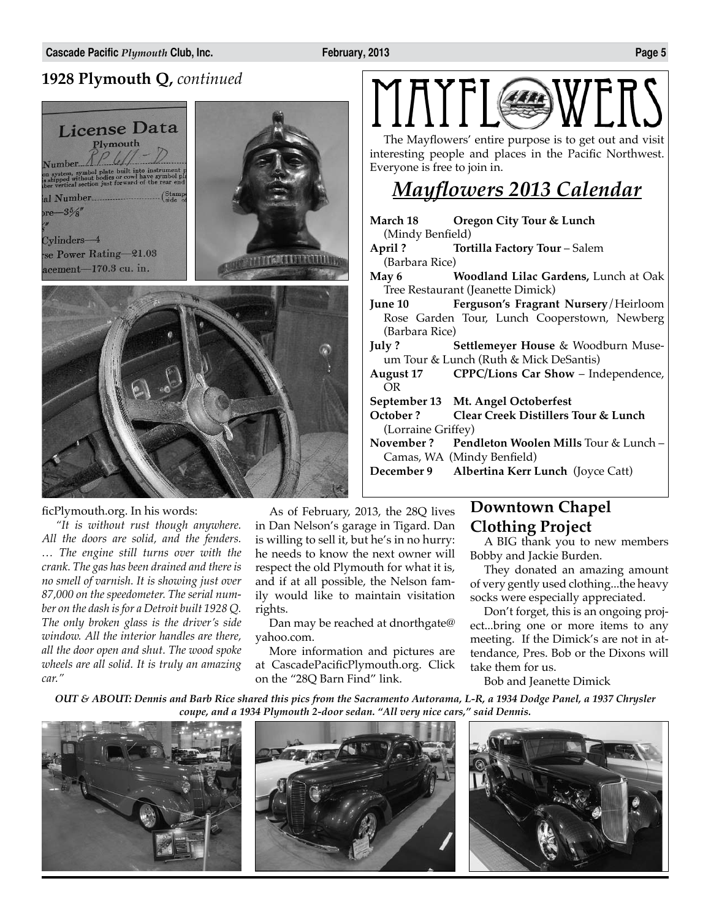## 1928 Plymouth Q, *continued*

ficPlymouth.org. In his words:

*"It is without rust though anywhere. All the doors are solid, and the fenders. … The engine still turns over with the crank. The gas has been drained and there is no smell of varnish. It is showing just over 87,000 on the speedometer. The serial number on the dash is for a Detroit built 1928 Q. The only broken glass is the driver's side window. All the interior handles are there, all the door open and shut. The wood spoke wheels are all solid. It is truly an amazing car."*

As of February, 2013, the 28Q lives in Dan Nelson's garage in Tigard. Dan is willing to sell it, but he's in no hurry: he needs to know the next owner will respect the old Plymouth for what it is, and if at all possible, the Nelson family would like to maintain visitation rights.

Dan may be reached at dnorthgate@yahoo.com.

More information and pictures are at CascadePacificPlymouth.org. Click on the "28Q Barn Find" link.

# MAYFLOWERS

The Mayflowers' entire purpose is to get out and visit interesting people and places in the Pacific Northwest. Everyone is free to join in.

## *Mayflowers 2013 Calendar*

**March 18** **Oregon City Tour & Lunch** (Mindy Benfield)
**April ?** **Tortilla Factory Tour** – Salem (Barbara Rice)
**May 6** **Woodland Lilac Gardens,** Lunch at Oak Tree Restaurant (Jeanette Dimick)
**June 10** **Ferguson's Fragrant Nursery**/Heirloom Rose Garden Tour, Lunch Cooperstown, Newberg (Barbara Rice)
**July ?** **Settlemeyer House** & Woodburn Museum Tour & Lunch (Ruth & Mick DeSantis)
**August 17** **CPPC/Lions Car Show** – Independence, OR
**September 13** **Mt. Angel Octoberfest**
**October ?** **Clear Creek Distillers Tour & Lunch** (Lorraine Griffey)
**November ?** **Pendleton Woolen Mills** Tour & Lunch – Camas, WA (Mindy Benfield)
**December 9** **Albertina Kerr Lunch** (Joyce Catt)

## Downtown Chapel Clothing Project

A BIG thank you to new members Bobby and Jackie Burden.

They donated an amazing amount of very gently used clothing...the heavy socks were especially appreciated.

Don't forget, this is an ongoing project...bring one or more items to any meeting. If the Dimick's are not in attendance, Pres. Bob or the Dixons will take them for us.

Bob and Jeanette Dimick

***OUT & ABOUT: Dennis and Barb Rice shared this pics from the Sacramento Autorama, L-R, a 1934 Dodge Panel, a 1937 Chrysler coupe, and a 1934 Plymouth 2-door sedan. "All very nice cars," said Dennis.***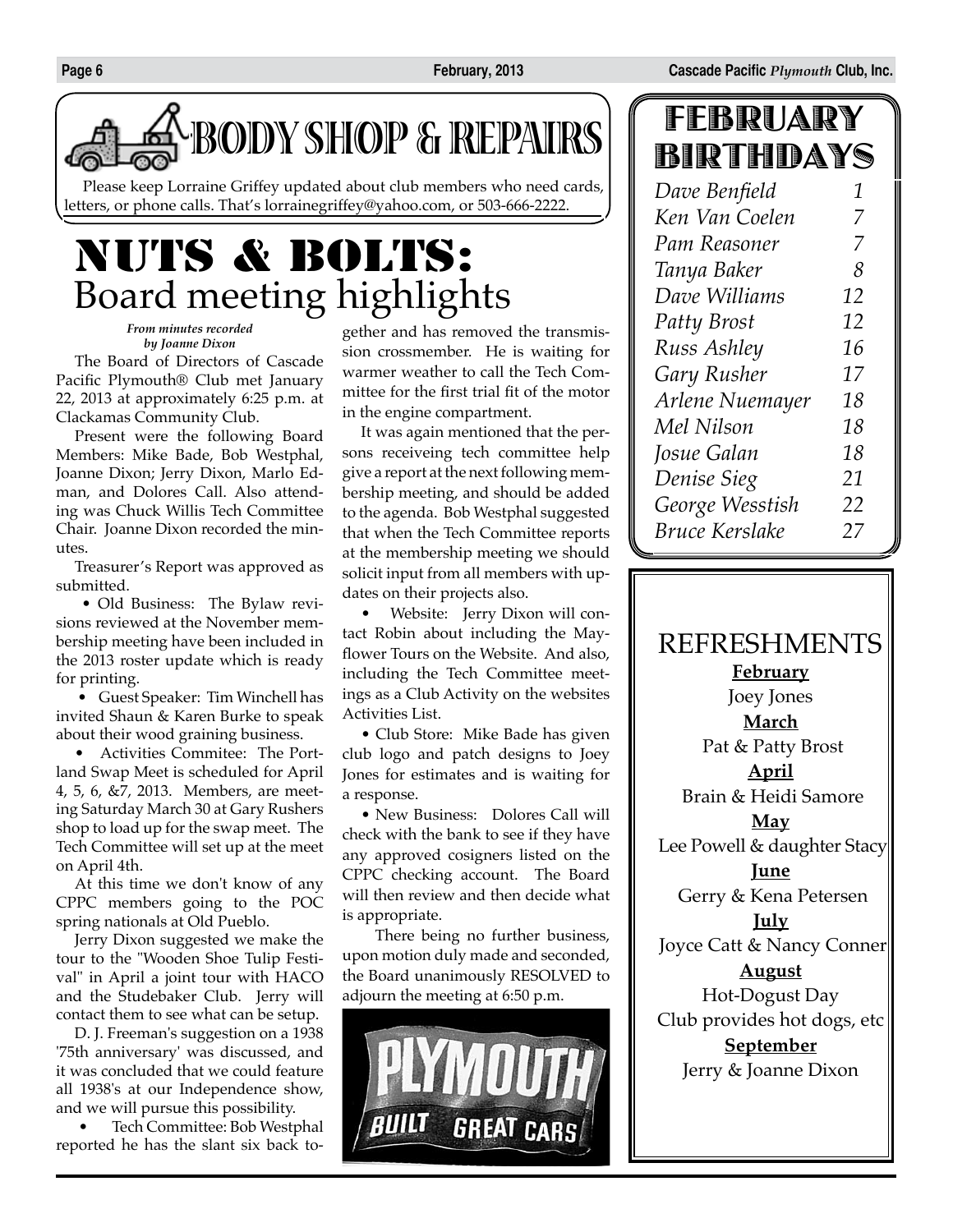## BODY SHOP & REPAIRS

Please keep Lorraine Griffey updated about club members who need cards, letters, or phone calls. That's lorrainegriffey@yahoo.com, or 503-666-2222.

# NUTS & BOLTS: Board meeting highlights

*From minutes recorded by Joanne Dixon*

The Board of Directors of Cascade Pacific Plymouth® Club met January 22, 2013 at approximately 6:25 p.m. at Clackamas Community Club.

Present were the following Board Members: Mike Bade, Bob Westphal, Joanne Dixon; Jerry Dixon, Marlo Edman, and Dolores Call. Also attending was Chuck Willis Tech Committee Chair. Joanne Dixon recorded the minutes.

Treasurer's Report was approved as submitted.

• Old Business: The Bylaw revisions reviewed at the November membership meeting have been included in the 2013 roster update which is ready for printing.

• Guest Speaker: Tim Winchell has invited Shaun & Karen Burke to speak about their wood graining business.

• Activities Commitee: The Portland Swap Meet is scheduled for April 4, 5, 6, &7, 2013. Members, are meeting Saturday March 30 at Gary Rushers shop to load up for the swap meet. The Tech Committee will set up at the meet on April 4th.

At this time we don't know of any CPPC members going to the POC spring nationals at Old Pueblo.

Jerry Dixon suggested we make the tour to the "Wooden Shoe Tulip Festival" in April a joint tour with HACO and the Studebaker Club. Jerry will contact them to see what can be setup.

D. J. Freeman's suggestion on a 1938 '75th anniversary' was discussed, and it was concluded that we could feature all 1938's at our Independence show, and we will pursue this possibility.

• Tech Committee: Bob Westphal reported he has the slant six back together and has removed the transmission crossmember. He is waiting for warmer weather to call the Tech Committee for the first trial fit of the motor in the engine compartment.

It was again mentioned that the persons receiveing tech committee help give a report at the next following membership meeting, and should be added to the agenda. Bob Westphal suggested that when the Tech Committee reports at the membership meeting we should solicit input from all members with updates on their projects also.

• Website: Jerry Dixon will contact Robin about including the Mayflower Tours on the Website. And also, including the Tech Committee meetings as a Club Activity on the websites Activities List.

• Club Store: Mike Bade has given club logo and patch designs to Joey Jones for estimates and is waiting for a response.

• New Business: Dolores Call will check with the bank to see if they have any approved cosigners listed on the CPPC checking account. The Board will then review and then decide what is appropriate.

There being no further business, upon motion duly made and seconded, the Board unanimously RESOLVED to adjourn the meeting at 6:50 p.m.

PLYMOUTH BUILT GREAT CARS

## FEBRUARY BIRTHDAYS

| | |
|---|---|
| *Dave Benfield* | *1* |
| *Ken Van Coelen* | *7* |
| *Pam Reasoner* | *7* |
| *Tanya Baker* | *8* |
| *Dave Williams* | *12* |
| *Patty Brost* | *12* |
| *Russ Ashley* | *16* |
| *Gary Rusher* | *17* |
| *Arlene Nuemayer* | *18* |
| *Mel Nilson* | *18* |
| *Josue Galan* | *18* |
| *Denise Sieg* | *21* |
| *George Wesstish* | *22* |
| *Bruce Kerslake* | *27* |

## REFRESHMENTS

**February**
Joey Jones

**March**
Pat & Patty Brost

**April**
Brain & Heidi Samore

**May**
Lee Powell & daughter Stacy

**June**
Gerry & Kena Petersen

**July**
Joyce Catt & Nancy Conner

**August**
Hot-Dogust Day
Club provides hot dogs, etc

**September**
Jerry & Joanne Dixon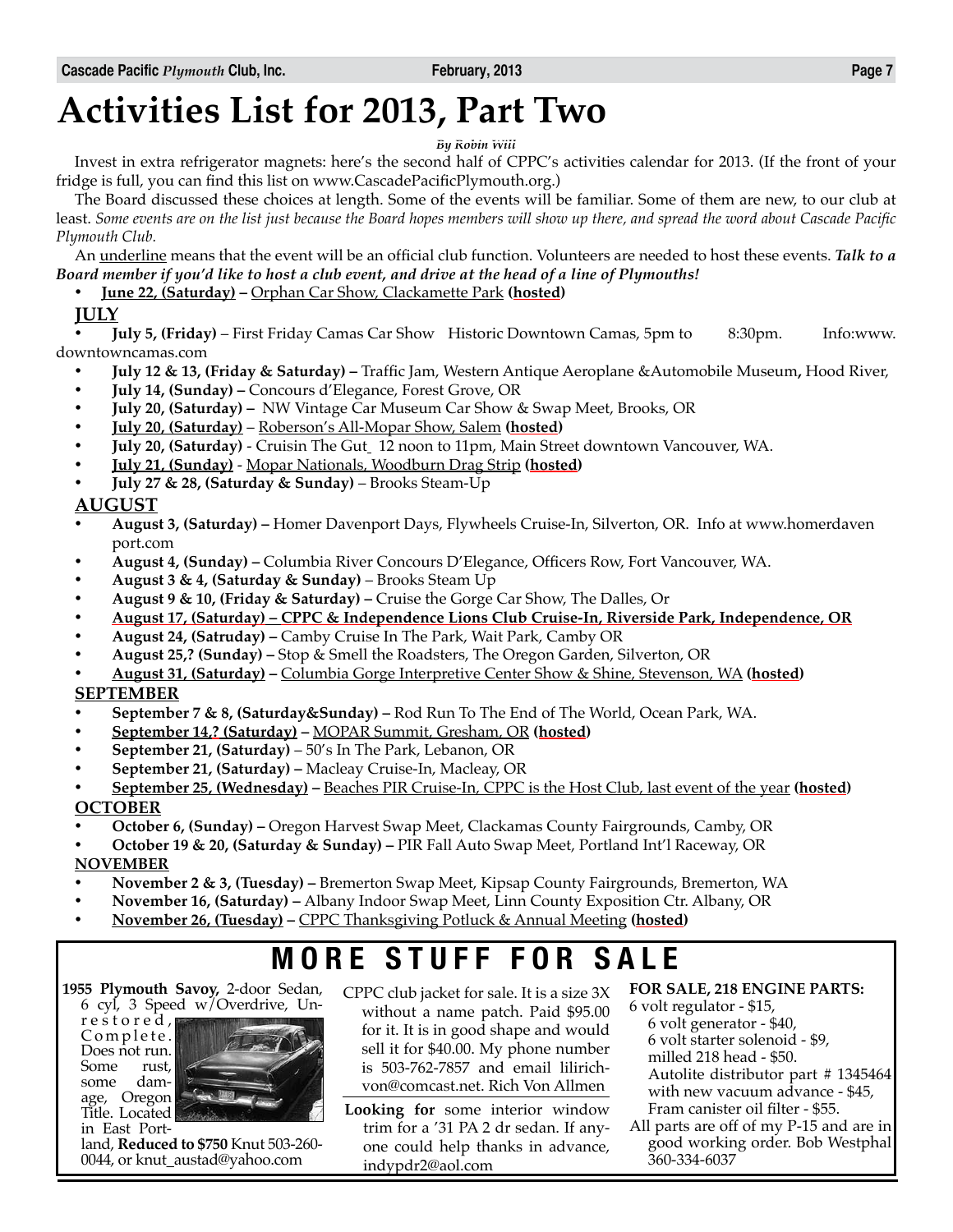# Activities List for 2013, Part Two

*By Robin Will*

Invest in extra refrigerator magnets: here's the second half of CPPC's activities calendar for 2013. (If the front of your fridge is full, you can find this list on www.CascadePacificPlymouth.org.)

The Board discussed these choices at length. Some of the events will be familiar. Some of them are new, to our club at least. *Some events are on the list just because the Board hopes members will show up there, and spread the word about Cascade Pacific Plymouth Club.*

An underline means that the event will be an official club function. Volunteers are needed to host these events. ***Talk to a Board member if you'd like to host a club event, and drive at the head of a line of Plymouths!***

- **June 22, (Saturday) –** Orphan Car Show, Clackamette Park **(hosted)**

## JULY

- **July 5, (Friday)** – First Friday Camas Car Show Historic Downtown Camas, 5pm to 8:30pm. Info:www.downtowncamas.com
- **July 12 & 13, (Friday & Saturday) –** Traffic Jam, Western Antique Aeroplane &Automobile Museum**,** Hood River,
- **July 14, (Sunday) –** Concours d'Elegance, Forest Grove, OR
- **July 20, (Saturday) –** NW Vintage Car Museum Car Show & Swap Meet, Brooks, OR
- **July 20, (Saturday)** – Roberson's All-Mopar Show, Salem **(hosted)**
- **July 20, (Saturday)** - Cruisin The Gut_ 12 noon to 11pm, Main Street downtown Vancouver, WA.
- **July 21, (Sunday)** - Mopar Nationals, Woodburn Drag Strip **(hosted)**
- **July 27 & 28, (Saturday & Sunday)** – Brooks Steam-Up

## AUGUST

- **August 3, (Saturday) –** Homer Davenport Days, Flywheels Cruise-In, Silverton, OR. Info at www.homerdavenport.com
- **August 4, (Sunday) –** Columbia River Concours D'Elegance, Officers Row, Fort Vancouver, WA.
- **August 3 & 4, (Saturday & Sunday)** – Brooks Steam Up
- **August 9 & 10, (Friday & Saturday) –** Cruise the Gorge Car Show, The Dalles, Or
- **August 17, (Saturday) – CPPC & Independence Lions Club Cruise-In, Riverside Park, Independence, OR**
- **August 24, (Satruday) –** Camby Cruise In The Park, Wait Park, Camby OR
- **August 25,? (Sunday) –** Stop & Smell the Roadsters, The Oregon Garden, Silverton, OR
- **August 31, (Saturday) –** Columbia Gorge Interpretive Center Show & Shine, Stevenson, WA **(hosted)**

## SEPTEMBER

- **September 7 & 8, (Saturday&Sunday) –** Rod Run To The End of The World, Ocean Park, WA.
- **September 14,? (Saturday) –** MOPAR Summit, Gresham, OR **(hosted)**
- **September 21, (Saturday)** – 50's In The Park, Lebanon, OR
- **September 21, (Saturday) –** Macleay Cruise-In, Macleay, OR
- **September 25, (Wednesday) –** Beaches PIR Cruise-In, CPPC is the Host Club, last event of the year **(hosted)**

## OCTOBER

- **October 6, (Sunday) –** Oregon Harvest Swap Meet, Clackamas County Fairgrounds, Camby, OR
- **October 19 & 20, (Saturday & Sunday) –** PIR Fall Auto Swap Meet, Portland Int'l Raceway, OR

## NOVEMBER

- **November 2 & 3, (Tuesday) –** Bremerton Swap Meet, Kipsap County Fairgrounds, Bremerton, WA
- **November 16, (Saturday) –** Albany Indoor Swap Meet, Linn County Exposition Ctr. Albany, OR
- **November 26, (Tuesday) –** CPPC Thanksgiving Potluck & Annual Meeting **(hosted)**

# MORE STUFF FOR SALE

**1955 Plymouth Savoy,** 2-door Sedan, 6 cyl, 3 Speed w/Overdrive, Unrestored, Complete. Does not run. Some rust, some damage, Oregon Title. Located in East Portland, **Reduced to $750** Knut 503-260-0044, or knut_austad@yahoo.com

CPPC club jacket for sale. It is a size 3X without a name patch. Paid $95.00 for it. It is in good shape and would sell it for $40.00. My phone number is 503-762-7857 and email lilirichvon@comcast.net. Rich Von Allmen

**Looking for** some interior window trim for a '31 PA 2 dr sedan. If anyone could help thanks in advance, indypdr2@aol.com

**FOR SALE, 218 ENGINE PARTS:**

6 volt regulator - $15,
6 volt generator - $40,
6 volt starter solenoid - $9,
milled 218 head - $50.
Autolite distributor part # 1345464 with new vacuum advance - $45,
Fram canister oil filter - $55.

All parts are off of my P-15 and are in good working order. Bob Westphal 360-334-6037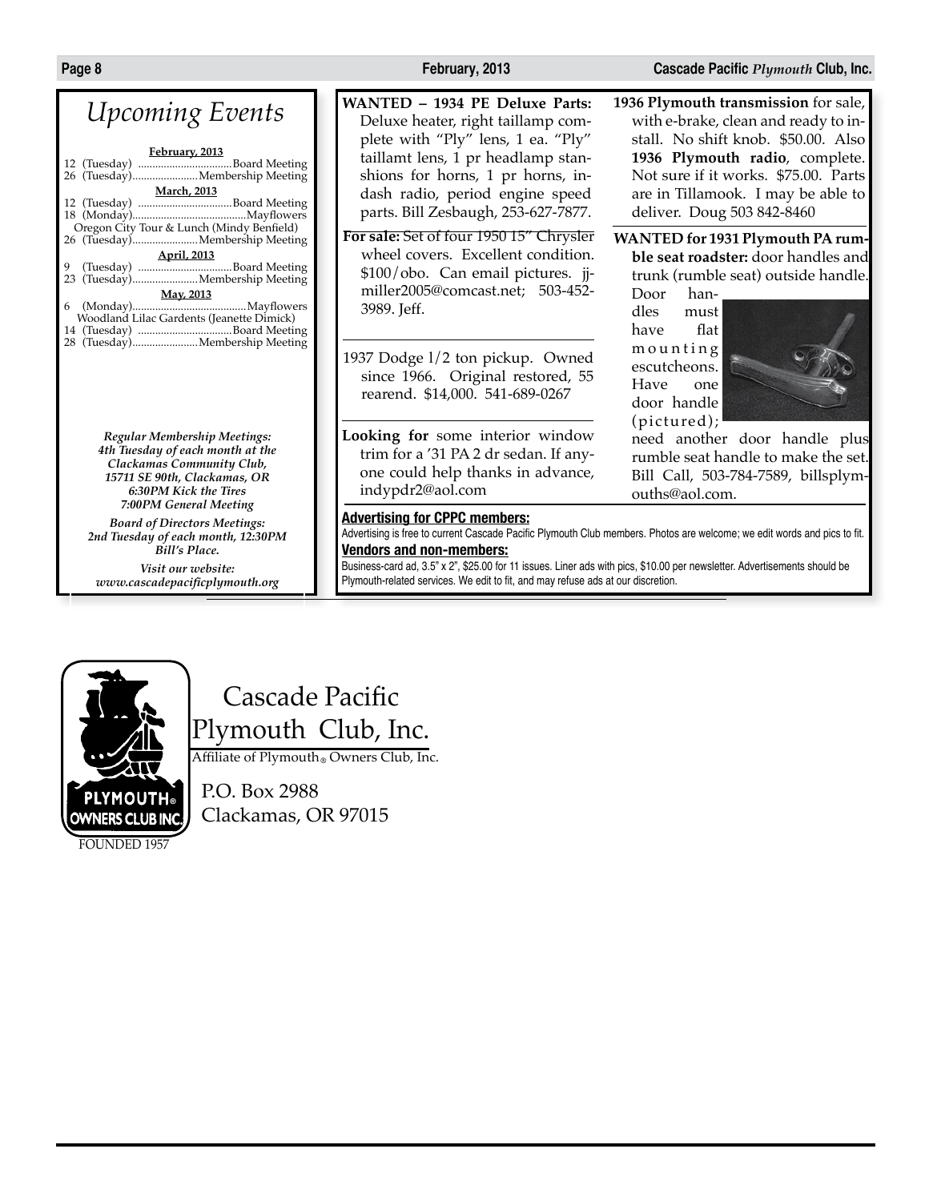# Upcoming Events

**February, 2013**

12 (Tuesday) ................................Board Meeting
26 (Tuesday).......................Membership Meeting

**March, 2013**

12 (Tuesday) ................................Board Meeting
18 (Monday).......................................Mayflowers
Oregon City Tour & Lunch (Mindy Benfield)
26 (Tuesday).......................Membership Meeting

**April, 2013**

9 (Tuesday) ................................Board Meeting
23 (Tuesday).......................Membership Meeting

**May, 2013**

6 (Monday).......................................Mayflowers
Woodland Lilac Gardens (Jeanette Dimick)
14 (Tuesday) ................................Board Meeting
28 (Tuesday).......................Membership Meeting

*Regular Membership Meetings:*
*4th Tuesday of each month at the Clackamas Community Club,*
*15711 SE 90th, Clackamas, OR*
*6:30PM Kick the Tires*
*7:00PM General Meeting*

*Board of Directors Meetings:*
*2nd Tuesday of each month, 12:30PM*
*Bill's Place.*

*Visit our website:*
*www.cascadepacificplymouth.org*

**WANTED – 1934 PE Deluxe Parts:** Deluxe heater, right taillamp complete with "Ply" lens, 1 ea. "Ply" taillamt lens, 1 pr headlamp stanshions for horns, 1 pr horns, in-dash radio, period engine speed parts. Bill Zesbaugh, 253-627-7877.

**For sale:** Set of four 1950 15" Chrysler wheel covers. Excellent condition. $100/obo. Can email pictures. jjmiller2005@comcast.net; 503-452-3989. Jeff.

1937 Dodge 1/2 ton pickup. Owned since 1966. Original restored, 55 rearend. $14,000. 541-689-0267

**Looking for** some interior window trim for a '31 PA 2 dr sedan. If anyone could help thanks in advance, indypdr2@aol.com

**1936 Plymouth transmission** for sale, with e-brake, clean and ready to install. No shift knob. $50.00. Also **1936 Plymouth radio**, complete. Not sure if it works. $75.00. Parts are in Tillamook. I may be able to deliver. Doug 503 842-8460

**WANTED for 1931 Plymouth PA rumble seat roadster:** door handles and trunk (rumble seat) outside handle. Door handles must have flat mounting escutcheons. Have one door handle (pictured); need another door handle plus rumble seat handle to make the set. Bill Call, 503-784-7589, billsplymouths@aol.com.

**Advertising for CPPC members:**

Advertising is free to current Cascade Pacific Plymouth Club members. Photos are welcome; we edit words and pics to fit.

**Vendors and non-members:**

Business-card ad, 3.5" x 2", $25.00 for 11 issues. Liner ads with pics, $10.00 per newsletter. Advertisements should be Plymouth-related services. We edit to fit, and may refuse ads at our discretion.

PLYMOUTH® OWNERS CLUB INC.
FOUNDED 1957

Cascade Pacific Plymouth Club, Inc.
Affiliate of Plymouth® Owners Club, Inc.

P.O. Box 2988
Clackamas, OR 97015